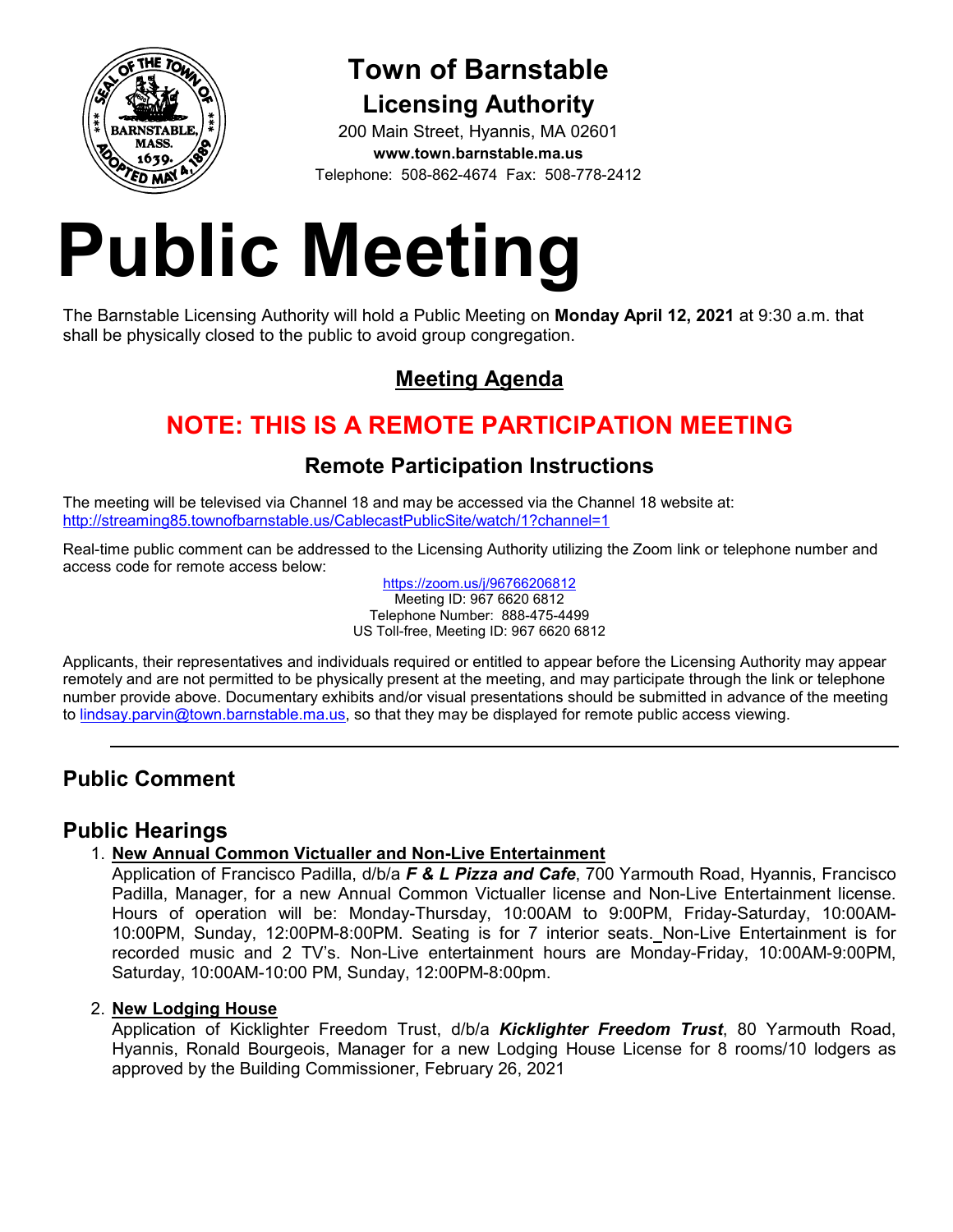# Town of Barnstable

## Licensing Authority

200 Main Street, Hyannis, MA 02601
**www.town.barnstable.ma.us**
Telephone: 508-862-4674 Fax: 508-778-2412

# Public Meeting

The Barnstable Licensing Authority will hold a Public Meeting on **Monday April 12, 2021** at 9:30 a.m. that shall be physically closed to the public to avoid group congregation.

## Meeting Agenda

## NOTE: THIS IS A REMOTE PARTICIPATION MEETING

### Remote Participation Instructions

The meeting will be televised via Channel 18 and may be accessed via the Channel 18 website at:
http://streaming85.townofbarnstable.us/CablecastPublicSite/watch/1?channel=1

Real-time public comment can be addressed to the Licensing Authority utilizing the Zoom link or telephone number and access code for remote access below:

https://zoom.us/j/96766206812
Meeting ID: 967 6620 6812
Telephone Number: 888-475-4499
US Toll-free, Meeting ID: 967 6620 6812

Applicants, their representatives and individuals required or entitled to appear before the Licensing Authority may appear remotely and are not permitted to be physically present at the meeting, and may participate through the link or telephone number provide above. Documentary exhibits and/or visual presentations should be submitted in advance of the meeting to lindsay.parvin@town.barnstable.ma.us, so that they may be displayed for remote public access viewing.

---

## Public Comment

## Public Hearings

1. **New Annual Common Victualler and Non-Live Entertainment**
   Application of Francisco Padilla, d/b/a ***F & L Pizza and Cafe***, 700 Yarmouth Road, Hyannis, Francisco Padilla, Manager, for a new Annual Common Victualler license and Non-Live Entertainment license. Hours of operation will be: Monday-Thursday, 10:00AM to 9:00PM, Friday-Saturday, 10:00AM-10:00PM, Sunday, 12:00PM-8:00PM. Seating is for 7 interior seats. Non-Live Entertainment is for recorded music and 2 TV's. Non-Live entertainment hours are Monday-Friday, 10:00AM-9:00PM, Saturday, 10:00AM-10:00 PM, Sunday, 12:00PM-8:00pm.

2. **New Lodging House**
   Application of Kicklighter Freedom Trust, d/b/a ***Kicklighter Freedom Trust***, 80 Yarmouth Road, Hyannis, Ronald Bourgeois, Manager for a new Lodging House License for 8 rooms/10 lodgers as approved by the Building Commissioner, February 26, 2021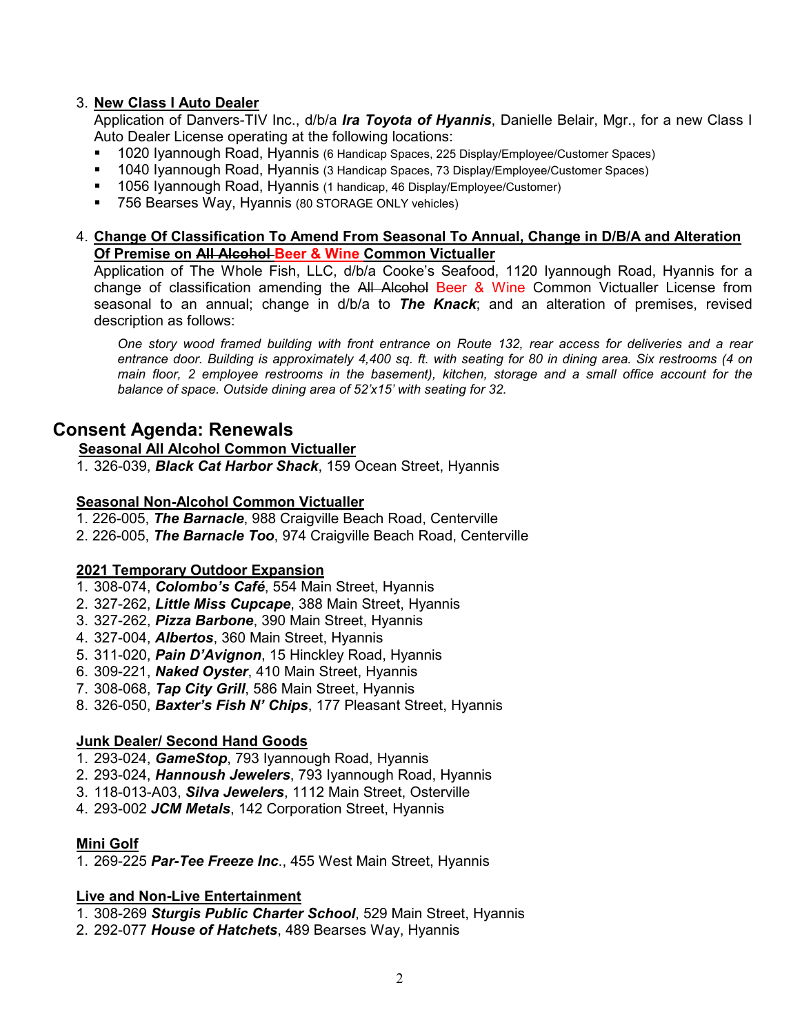3. **New Class I Auto Dealer**

   Application of Danvers-TIV Inc., d/b/a ***Ira Toyota of Hyannis***, Danielle Belair, Mgr., for a new Class I Auto Dealer License operating at the following locations:

   - 1020 Iyannough Road, Hyannis (6 Handicap Spaces, 225 Display/Employee/Customer Spaces)
   - 1040 Iyannough Road, Hyannis (3 Handicap Spaces, 73 Display/Employee/Customer Spaces)
   - 1056 Iyannough Road, Hyannis (1 handicap, 46 Display/Employee/Customer)
   - 756 Bearses Way, Hyannis (80 STORAGE ONLY vehicles)

4. **Change Of Classification To Amend From Seasonal To Annual, Change in D/B/A and Alteration Of Premise on ~~All Alcohol~~ Beer & Wine Common Victualler**

   Application of The Whole Fish, LLC, d/b/a Cooke's Seafood, 1120 Iyannough Road, Hyannis for a change of classification amending the ~~All Alcohol~~ Beer & Wine Common Victualler License from seasonal to an annual; change in d/b/a to ***The Knack***; and an alteration of premises, revised description as follows:

   *One story wood framed building with front entrance on Route 132, rear access for deliveries and a rear entrance door. Building is approximately 4,400 sq. ft. with seating for 80 in dining area. Six restrooms (4 on main floor, 2 employee restrooms in the basement), kitchen, storage and a small office account for the balance of space. Outside dining area of 52'x15' with seating for 32.*

## Consent Agenda: Renewals

**Seasonal All Alcohol Common Victualler**

1. 326-039, ***Black Cat Harbor Shack***, 159 Ocean Street, Hyannis

**Seasonal Non-Alcohol Common Victualler**

1. 226-005, ***The Barnacle***, 988 Craigville Beach Road, Centerville
2. 226-005, ***The Barnacle Too***, 974 Craigville Beach Road, Centerville

**2021 Temporary Outdoor Expansion**

1. 308-074, ***Colombo's Café***, 554 Main Street, Hyannis
2. 327-262, ***Little Miss Cupcape***, 388 Main Street, Hyannis
3. 327-262, ***Pizza Barbone***, 390 Main Street, Hyannis
4. 327-004, ***Albertos***, 360 Main Street, Hyannis
5. 311-020, ***Pain D'Avignon***, 15 Hinckley Road, Hyannis
6. 309-221, ***Naked Oyster***, 410 Main Street, Hyannis
7. 308-068, ***Tap City Grill***, 586 Main Street, Hyannis
8. 326-050, ***Baxter's Fish N' Chips***, 177 Pleasant Street, Hyannis

**Junk Dealer/ Second Hand Goods**

1. 293-024, ***GameStop***, 793 Iyannough Road, Hyannis
2. 293-024, ***Hannoush Jewelers***, 793 Iyannough Road, Hyannis
3. 118-013-A03, ***Silva Jewelers***, 1112 Main Street, Osterville
4. 293-002 ***JCM Metals***, 142 Corporation Street, Hyannis

**Mini Golf**

1. 269-225 ***Par-Tee Freeze Inc***., 455 West Main Street, Hyannis

**Live and Non-Live Entertainment**

1. 308-269 ***Sturgis Public Charter School***, 529 Main Street, Hyannis
2. 292-077 ***House of Hatchets***, 489 Bearses Way, Hyannis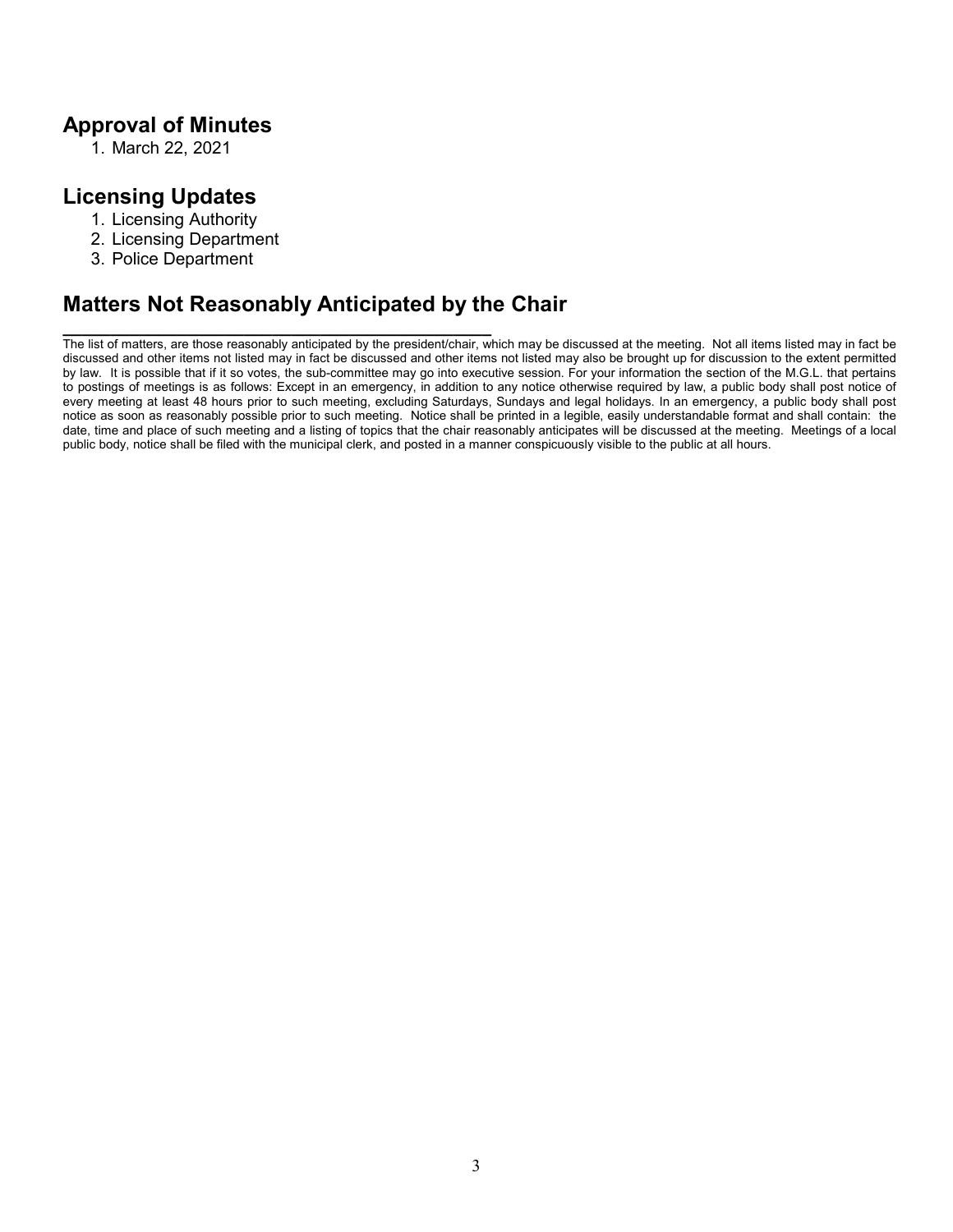## Approval of Minutes

1. March 22, 2021

## Licensing Updates

1. Licensing Authority
2. Licensing Department
3. Police Department

## Matters Not Reasonably Anticipated by the Chair

---

The list of matters, are those reasonably anticipated by the president/chair, which may be discussed at the meeting. Not all items listed may in fact be discussed and other items not listed may in fact be discussed and other items not listed may also be brought up for discussion to the extent permitted by law. It is possible that if it so votes, the sub-committee may go into executive session. For your information the section of the M.G.L. that pertains to postings of meetings is as follows: Except in an emergency, in addition to any notice otherwise required by law, a public body shall post notice of every meeting at least 48 hours prior to such meeting, excluding Saturdays, Sundays and legal holidays. In an emergency, a public body shall post notice as soon as reasonably possible prior to such meeting. Notice shall be printed in a legible, easily understandable format and shall contain: the date, time and place of such meeting and a listing of topics that the chair reasonably anticipates will be discussed at the meeting. Meetings of a local public body, notice shall be filed with the municipal clerk, and posted in a manner conspicuously visible to the public at all hours.